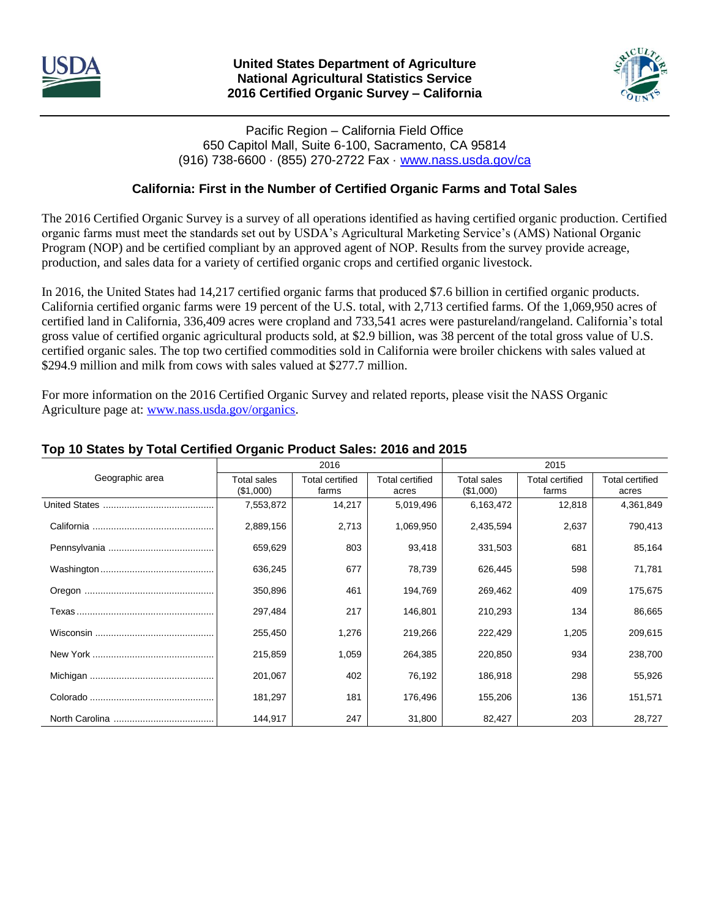# United States Department of Agriculture
# National Agricultural Statistics Service
# 2016 Certified Organic Survey – California

Pacific Region – California Field Office
650 Capitol Mall, Suite 6-100, Sacramento, CA 95814
(916) 738-6600 · (855) 270-2722 Fax · www.nass.usda.gov/ca

## California: First in the Number of Certified Organic Farms and Total Sales

The 2016 Certified Organic Survey is a survey of all operations identified as having certified organic production. Certified organic farms must meet the standards set out by USDA's Agricultural Marketing Service's (AMS) National Organic Program (NOP) and be certified compliant by an approved agent of NOP. Results from the survey provide acreage, production, and sales data for a variety of certified organic crops and certified organic livestock.

In 2016, the United States had 14,217 certified organic farms that produced $7.6 billion in certified organic products. California certified organic farms were 19 percent of the U.S. total, with 2,713 certified farms. Of the 1,069,950 acres of certified land in California, 336,409 acres were cropland and 733,541 acres were pastureland/rangeland. California's total gross value of certified organic agricultural products sold, at $2.9 billion, was 38 percent of the total gross value of U.S. certified organic sales. The top two certified commodities sold in California were broiler chickens with sales valued at $294.9 million and milk from cows with sales valued at $277.7 million.

For more information on the 2016 Certified Organic Survey and related reports, please visit the NASS Organic Agriculture page at: www.nass.usda.gov/organics.

### Top 10 States by Total Certified Organic Product Sales: 2016 and 2015

| Geographic area | 2016 | | | 2015 | | |
|---|---|---|---|---|---|---|
| | Total sales ($1,000) | Total certified farms | Total certified acres | Total sales ($1,000) | Total certified farms | Total certified acres |
| United States | 7,553,872 | 14,217 | 5,019,496 | 6,163,472 | 12,818 | 4,361,849 |
| California | 2,889,156 | 2,713 | 1,069,950 | 2,435,594 | 2,637 | 790,413 |
| Pennsylvania | 659,629 | 803 | 93,418 | 331,503 | 681 | 85,164 |
| Washington | 636,245 | 677 | 78,739 | 626,445 | 598 | 71,781 |
| Oregon | 350,896 | 461 | 194,769 | 269,462 | 409 | 175,675 |
| Texas | 297,484 | 217 | 146,801 | 210,293 | 134 | 86,665 |
| Wisconsin | 255,450 | 1,276 | 219,266 | 222,429 | 1,205 | 209,615 |
| New York | 215,859 | 1,059 | 264,385 | 220,850 | 934 | 238,700 |
| Michigan | 201,067 | 402 | 76,192 | 186,918 | 298 | 55,926 |
| Colorado | 181,297 | 181 | 176,496 | 155,206 | 136 | 151,571 |
| North Carolina | 144,917 | 247 | 31,800 | 82,427 | 203 | 28,727 |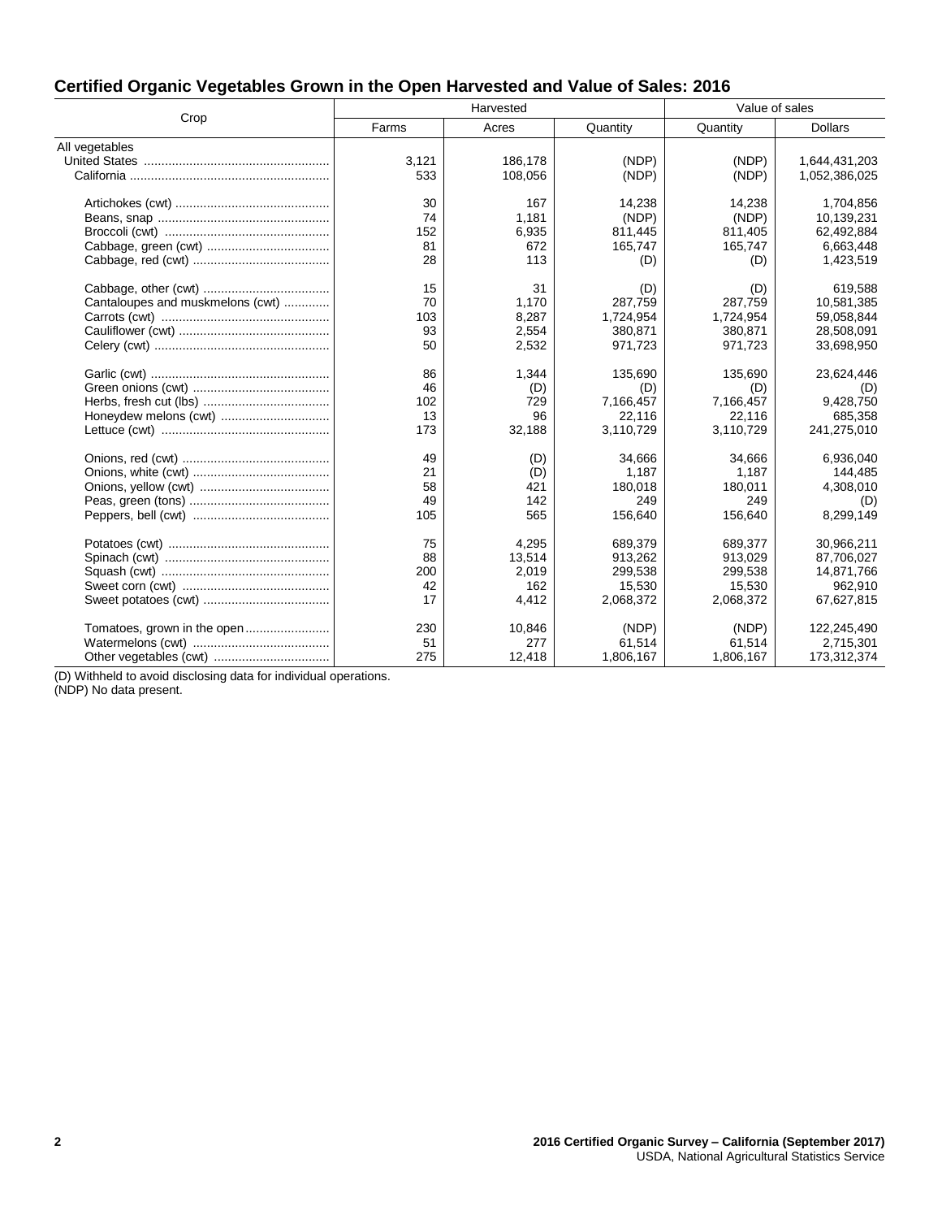## Certified Organic Vegetables Grown in the Open Harvested and Value of Sales: 2016

| Crop | Harvested | | | Value of sales | |
|---|---|---|---|---|---|
| | Farms | Acres | Quantity | Quantity | Dollars |
| All vegetables | | | | | |
| United States | 3,121 | 186,178 | (NDP) | (NDP) | 1,644,431,203 |
| California | 533 | 108,056 | (NDP) | (NDP) | 1,052,386,025 |
| Artichokes (cwt) | 30 | 167 | 14,238 | 14,238 | 1,704,856 |
| Beans, snap | 74 | 1,181 | (NDP) | (NDP) | 10,139,231 |
| Broccoli (cwt) | 152 | 6,935 | 811,445 | 811,405 | 62,492,884 |
| Cabbage, green (cwt) | 81 | 672 | 165,747 | 165,747 | 6,663,448 |
| Cabbage, red (cwt) | 28 | 113 | (D) | (D) | 1,423,519 |
| Cabbage, other (cwt) | 15 | 31 | (D) | (D) | 619,588 |
| Cantaloupes and muskmelons (cwt) | 70 | 1,170 | 287,759 | 287,759 | 10,581,385 |
| Carrots (cwt) | 103 | 8,287 | 1,724,954 | 1,724,954 | 59,058,844 |
| Cauliflower (cwt) | 93 | 2,554 | 380,871 | 380,871 | 28,508,091 |
| Celery (cwt) | 50 | 2,532 | 971,723 | 971,723 | 33,698,950 |
| Garlic (cwt) | 86 | 1,344 | 135,690 | 135,690 | 23,624,446 |
| Green onions (cwt) | 46 | (D) | (D) | (D) | (D) |
| Herbs, fresh cut (lbs) | 102 | 729 | 7,166,457 | 7,166,457 | 9,428,750 |
| Honeydew melons (cwt) | 13 | 96 | 22,116 | 22,116 | 685,358 |
| Lettuce (cwt) | 173 | 32,188 | 3,110,729 | 3,110,729 | 241,275,010 |
| Onions, red (cwt) | 49 | (D) | 34,666 | 34,666 | 6,936,040 |
| Onions, white (cwt) | 21 | (D) | 1,187 | 1,187 | 144,485 |
| Onions, yellow (cwt) | 58 | 421 | 180,018 | 180,011 | 4,308,010 |
| Peas, green (tons) | 49 | 142 | 249 | 249 | (D) |
| Peppers, bell (cwt) | 105 | 565 | 156,640 | 156,640 | 8,299,149 |
| Potatoes (cwt) | 75 | 4,295 | 689,379 | 689,377 | 30,966,211 |
| Spinach (cwt) | 88 | 13,514 | 913,262 | 913,029 | 87,706,027 |
| Squash (cwt) | 200 | 2,019 | 299,538 | 299,538 | 14,871,766 |
| Sweet corn (cwt) | 42 | 162 | 15,530 | 15,530 | 962,910 |
| Sweet potatoes (cwt) | 17 | 4,412 | 2,068,372 | 2,068,372 | 67,627,815 |
| Tomatoes, grown in the open | 230 | 10,846 | (NDP) | (NDP) | 122,245,490 |
| Watermelons (cwt) | 51 | 277 | 61,514 | 61,514 | 2,715,301 |
| Other vegetables (cwt) | 275 | 12,418 | 1,806,167 | 1,806,167 | 173,312,374 |

(D) Withheld to avoid disclosing data for individual operations.
(NDP) No data present.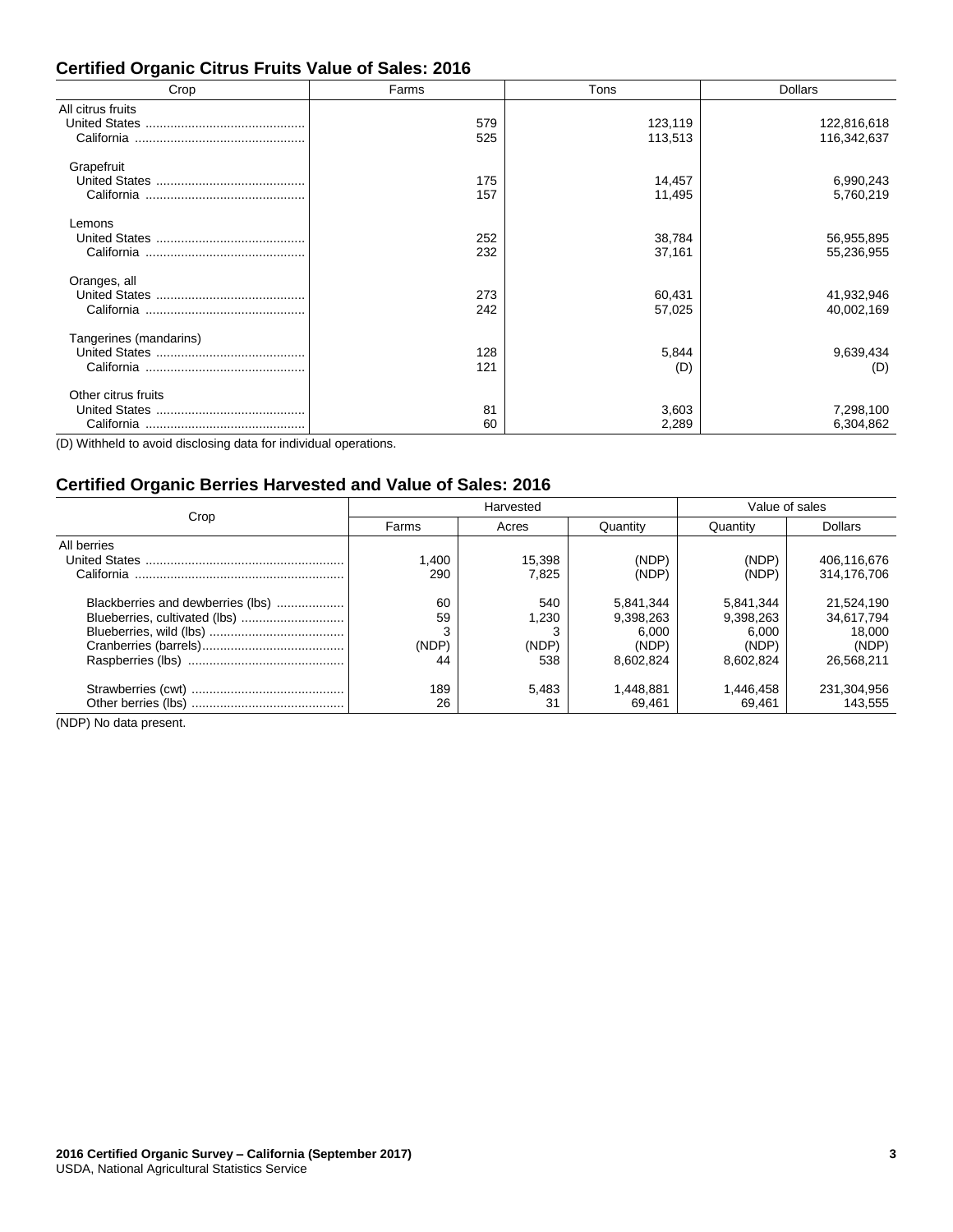## Certified Organic Citrus Fruits Value of Sales: 2016

| Crop | Farms | Tons | Dollars |
|---|---|---|---|
| All citrus fruits | | | |
| United States | 579 | 123,119 | 122,816,618 |
| California | 525 | 113,513 | 116,342,637 |
| Grapefruit | | | |
| United States | 175 | 14,457 | 6,990,243 |
| California | 157 | 11,495 | 5,760,219 |
| Lemons | | | |
| United States | 252 | 38,784 | 56,955,895 |
| California | 232 | 37,161 | 55,236,955 |
| Oranges, all | | | |
| United States | 273 | 60,431 | 41,932,946 |
| California | 242 | 57,025 | 40,002,169 |
| Tangerines (mandarins) | | | |
| United States | 128 | 5,844 | 9,639,434 |
| California | 121 | (D) | (D) |
| Other citrus fruits | | | |
| United States | 81 | 3,603 | 7,298,100 |
| California | 60 | 2,289 | 6,304,862 |

(D) Withheld to avoid disclosing data for individual operations.

## Certified Organic Berries Harvested and Value of Sales: 2016

| Crop | Harvested | | | Value of sales | |
|---|---|---|---|---|---|
| | Farms | Acres | Quantity | Quantity | Dollars |
| All berries | | | | | |
| United States | 1,400 | 15,398 | (NDP) | (NDP) | 406,116,676 |
| California | 290 | 7,825 | (NDP) | (NDP) | 314,176,706 |
| Blackberries and dewberries (lbs) | 60 | 540 | 5,841,344 | 5,841,344 | 21,524,190 |
| Blueberries, cultivated (lbs) | 59 | 1,230 | 9,398,263 | 9,398,263 | 34,617,794 |
| Blueberries, wild (lbs) | 3 | 3 | 6,000 | 6,000 | 18,000 |
| Cranberries (barrels) | (NDP) | (NDP) | (NDP) | (NDP) | (NDP) |
| Raspberries (lbs) | 44 | 538 | 8,602,824 | 8,602,824 | 26,568,211 |
| Strawberries (cwt) | 189 | 5,483 | 1,448,881 | 1,446,458 | 231,304,956 |
| Other berries (lbs) | 26 | 31 | 69,461 | 69,461 | 143,555 |

(NDP) No data present.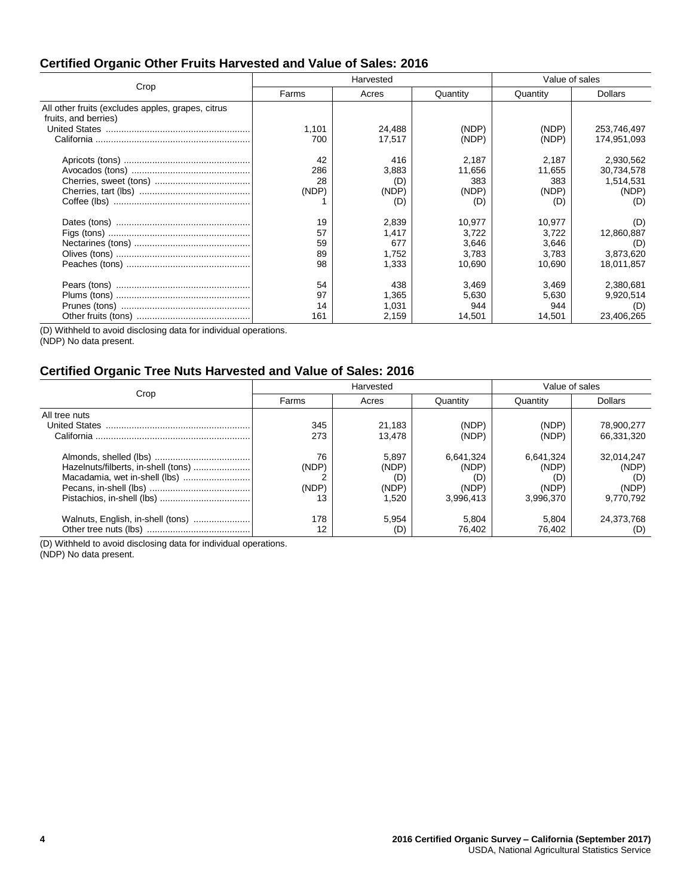## Certified Organic Other Fruits Harvested and Value of Sales: 2016

| Crop | Harvested | | | Value of sales | |
|---|---|---|---|---|---|
| | Farms | Acres | Quantity | Quantity | Dollars |
| All other fruits (excludes apples, grapes, citrus fruits, and berries) | | | | | |
| United States | 1,101 | 24,488 | (NDP) | (NDP) | 253,746,497 |
| California | 700 | 17,517 | (NDP) | (NDP) | 174,951,093 |
| Apricots (tons) | 42 | 416 | 2,187 | 2,187 | 2,930,562 |
| Avocados (tons) | 286 | 3,883 | 11,656 | 11,655 | 30,734,578 |
| Cherries, sweet (tons) | 28 | (D) | 383 | 383 | 1,514,531 |
| Cherries, tart (lbs) | (NDP) | (NDP) | (NDP) | (NDP) | (NDP) |
| Coffee (lbs) | 1 | (D) | (D) | (D) | (D) |
| Dates (tons) | 19 | 2,839 | 10,977 | 10,977 | (D) |
| Figs (tons) | 57 | 1,417 | 3,722 | 3,722 | 12,860,887 |
| Nectarines (tons) | 59 | 677 | 3,646 | 3,646 | (D) |
| Olives (tons) | 89 | 1,752 | 3,783 | 3,783 | 3,873,620 |
| Peaches (tons) | 98 | 1,333 | 10,690 | 10,690 | 18,011,857 |
| Pears (tons) | 54 | 438 | 3,469 | 3,469 | 2,380,681 |
| Plums (tons) | 97 | 1,365 | 5,630 | 5,630 | 9,920,514 |
| Prunes (tons) | 14 | 1,031 | 944 | 944 | (D) |
| Other fruits (tons) | 161 | 2,159 | 14,501 | 14,501 | 23,406,265 |

(D) Withheld to avoid disclosing data for individual operations.
(NDP) No data present.

## Certified Organic Tree Nuts Harvested and Value of Sales: 2016

| Crop | Harvested | | | Value of sales | |
|---|---|---|---|---|---|
| | Farms | Acres | Quantity | Quantity | Dollars |
| All tree nuts | | | | | |
| United States | 345 | 21,183 | (NDP) | (NDP) | 78,900,277 |
| California | 273 | 13,478 | (NDP) | (NDP) | 66,331,320 |
| Almonds, shelled (lbs) | 76 | 5,897 | 6,641,324 | 6,641,324 | 32,014,247 |
| Hazelnuts/filberts, in-shell (tons) | (NDP) | (NDP) | (NDP) | (NDP) | (NDP) |
| Macadamia, wet in-shell (lbs) | 2 | (D) | (D) | (D) | (D) |
| Pecans, in-shell (lbs) | (NDP) | (NDP) | (NDP) | (NDP) | (NDP) |
| Pistachios, in-shell (lbs) | 13 | 1,520 | 3,996,413 | 3,996,370 | 9,770,792 |
| Walnuts, English, in-shell (tons) | 178 | 5,954 | 5,804 | 5,804 | 24,373,768 |
| Other tree nuts (lbs) | 12 | (D) | 76,402 | 76,402 | (D) |

(D) Withheld to avoid disclosing data for individual operations.
(NDP) No data present.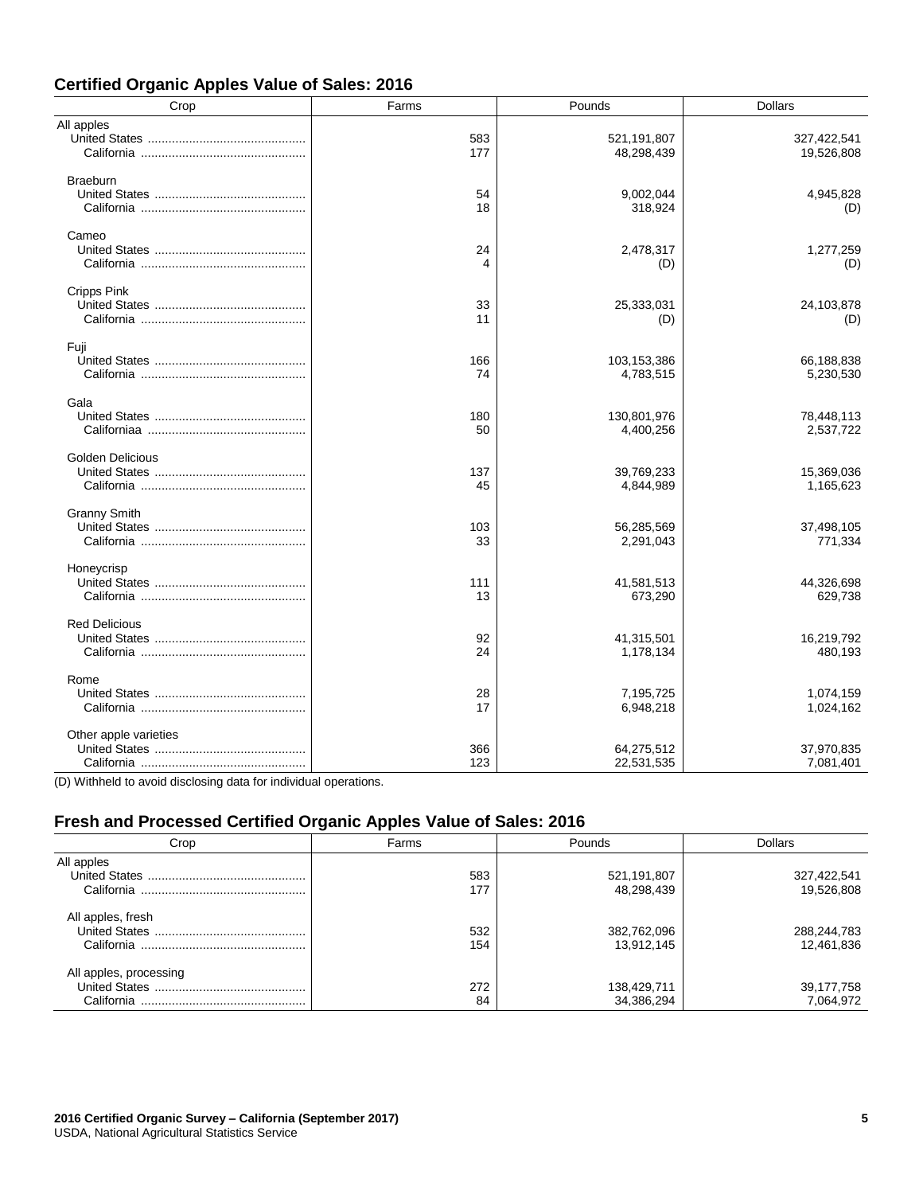## Certified Organic Apples Value of Sales: 2016

| Crop | Farms | Pounds | Dollars |
|---|---|---|---|
| All apples | | | |
| United States | 583 | 521,191,807 | 327,422,541 |
| California | 177 | 48,298,439 | 19,526,808 |
| Braeburn | | | |
| United States | 54 | 9,002,044 | 4,945,828 |
| California | 18 | 318,924 | (D) |
| Cameo | | | |
| United States | 24 | 2,478,317 | 1,277,259 |
| California | 4 | (D) | (D) |
| Cripps Pink | | | |
| United States | 33 | 25,333,031 | 24,103,878 |
| California | 11 | (D) | (D) |
| Fuji | | | |
| United States | 166 | 103,153,386 | 66,188,838 |
| California | 74 | 4,783,515 | 5,230,530 |
| Gala | | | |
| United States | 180 | 130,801,976 | 78,448,113 |
| Californiaa | 50 | 4,400,256 | 2,537,722 |
| Golden Delicious | | | |
| United States | 137 | 39,769,233 | 15,369,036 |
| California | 45 | 4,844,989 | 1,165,623 |
| Granny Smith | | | |
| United States | 103 | 56,285,569 | 37,498,105 |
| California | 33 | 2,291,043 | 771,334 |
| Honeycrisp | | | |
| United States | 111 | 41,581,513 | 44,326,698 |
| California | 13 | 673,290 | 629,738 |
| Red Delicious | | | |
| United States | 92 | 41,315,501 | 16,219,792 |
| California | 24 | 1,178,134 | 480,193 |
| Rome | | | |
| United States | 28 | 7,195,725 | 1,074,159 |
| California | 17 | 6,948,218 | 1,024,162 |
| Other apple varieties | | | |
| United States | 366 | 64,275,512 | 37,970,835 |
| California | 123 | 22,531,535 | 7,081,401 |

(D) Withheld to avoid disclosing data for individual operations.

## Fresh and Processed Certified Organic Apples Value of Sales: 2016

| Crop | Farms | Pounds | Dollars |
|---|---|---|---|
| All apples | | | |
| United States | 583 | 521,191,807 | 327,422,541 |
| California | 177 | 48,298,439 | 19,526,808 |
| All apples, fresh | | | |
| United States | 532 | 382,762,096 | 288,244,783 |
| California | 154 | 13,912,145 | 12,461,836 |
| All apples, processing | | | |
| United States | 272 | 138,429,711 | 39,177,758 |
| California | 84 | 34,386,294 | 7,064,972 |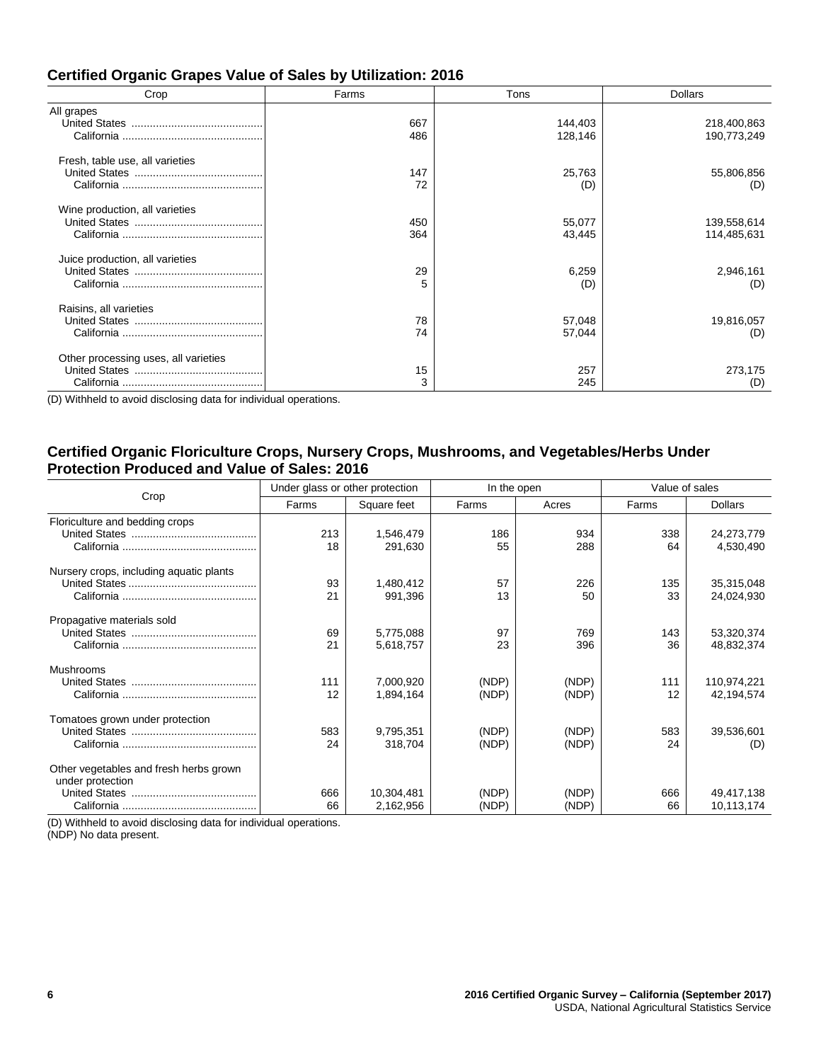## Certified Organic Grapes Value of Sales by Utilization: 2016

| Crop | Farms | Tons | Dollars |
|---|---|---|---|
| All grapes | | | |
| United States | 667 | 144,403 | 218,400,863 |
| California | 486 | 128,146 | 190,773,249 |
| Fresh, table use, all varieties | | | |
| United States | 147 | 25,763 | 55,806,856 |
| California | 72 | (D) | (D) |
| Wine production, all varieties | | | |
| United States | 450 | 55,077 | 139,558,614 |
| California | 364 | 43,445 | 114,485,631 |
| Juice production, all varieties | | | |
| United States | 29 | 6,259 | 2,946,161 |
| California | 5 | (D) | (D) |
| Raisins, all varieties | | | |
| United States | 78 | 57,048 | 19,816,057 |
| California | 74 | 57,044 | (D) |
| Other processing uses, all varieties | | | |
| United States | 15 | 257 | 273,175 |
| California | 3 | 245 | (D) |

(D) Withheld to avoid disclosing data for individual operations.

## Certified Organic Floriculture Crops, Nursery Crops, Mushrooms, and Vegetables/Herbs Under Protection Produced and Value of Sales: 2016

| Crop | Under glass or other protection | | In the open | | Value of sales | |
|---|---|---|---|---|---|---|
| | Farms | Square feet | Farms | Acres | Farms | Dollars |
| Floriculture and bedding crops | | | | | | |
| United States | 213 | 1,546,479 | 186 | 934 | 338 | 24,273,779 |
| California | 18 | 291,630 | 55 | 288 | 64 | 4,530,490 |
| Nursery crops, including aquatic plants | | | | | | |
| United States | 93 | 1,480,412 | 57 | 226 | 135 | 35,315,048 |
| California | 21 | 991,396 | 13 | 50 | 33 | 24,024,930 |
| Propagative materials sold | | | | | | |
| United States | 69 | 5,775,088 | 97 | 769 | 143 | 53,320,374 |
| California | 21 | 5,618,757 | 23 | 396 | 36 | 48,832,374 |
| Mushrooms | | | | | | |
| United States | 111 | 7,000,920 | (NDP) | (NDP) | 111 | 110,974,221 |
| California | 12 | 1,894,164 | (NDP) | (NDP) | 12 | 42,194,574 |
| Tomatoes grown under protection | | | | | | |
| United States | 583 | 9,795,351 | (NDP) | (NDP) | 583 | 39,536,601 |
| California | 24 | 318,704 | (NDP) | (NDP) | 24 | (D) |
| Other vegetables and fresh herbs grown under protection | | | | | | |
| United States | 666 | 10,304,481 | (NDP) | (NDP) | 666 | 49,417,138 |
| California | 66 | 2,162,956 | (NDP) | (NDP) | 66 | 10,113,174 |

(D) Withheld to avoid disclosing data for individual operations.
(NDP) No data present.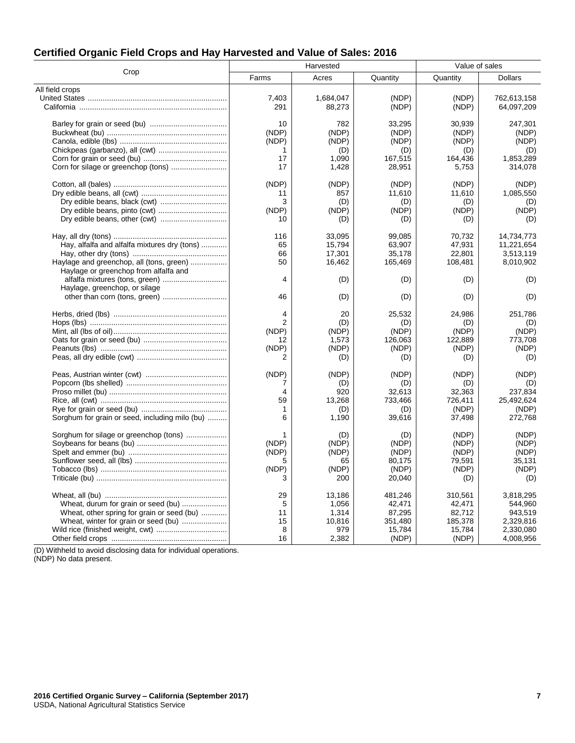## Certified Organic Field Crops and Hay Harvested and Value of Sales: 2016

| Crop | Harvested | | | Value of sales | |
|---|---|---|---|---|---|
| | Farms | Acres | Quantity | Quantity | Dollars |
| All field crops | | | | | |
| United States | 7,403 | 1,684,047 | (NDP) | (NDP) | 762,613,158 |
| California | 291 | 88,273 | (NDP) | (NDP) | 64,097,209 |
| | | | | | |
| Barley for grain or seed (bu) | 10 | 782 | 33,295 | 30,939 | 247,301 |
| Buckwheat (bu) | (NDP) | (NDP) | (NDP) | (NDP) | (NDP) |
| Canola, edible (lbs) | (NDP) | (NDP) | (NDP) | (NDP) | (NDP) |
| Chickpeas (garbanzo), all (cwt) | 1 | (D) | (D) | (D) | (D) |
| Corn for grain or seed (bu) | 17 | 1,090 | 167,515 | 164,436 | 1,853,289 |
| Corn for silage or greenchop (tons) | 17 | 1,428 | 28,951 | 5,753 | 314,078 |
| | | | | | |
| Cotton, all (bales) | (NDP) | (NDP) | (NDP) | (NDP) | (NDP) |
| Dry edible beans, all (cwt) | 11 | 857 | 11,610 | 11,610 | 1,085,550 |
| Dry edible beans, black (cwt) | 3 | (D) | (D) | (D) | (D) |
| Dry edible beans, pinto (cwt) | (NDP) | (NDP) | (NDP) | (NDP) | (NDP) |
| Dry edible beans, other (cwt) | 10 | (D) | (D) | (D) | (D) |
| | | | | | |
| Hay, all dry (tons) | 116 | 33,095 | 99,085 | 70,732 | 14,734,773 |
| Hay, alfalfa and alfalfa mixtures dry (tons) | 65 | 15,794 | 63,907 | 47,931 | 11,221,654 |
| Hay, other dry (tons) | 66 | 17,301 | 35,178 | 22,801 | 3,513,119 |
| Haylage and greenchop, all (tons, green) | 50 | 16,462 | 165,469 | 108,481 | 8,010,902 |
| Haylage or greenchop from alfalfa and alfalfa mixtures (tons, green) | 4 | (D) | (D) | (D) | (D) |
| Haylage, greenchop, or silage other than corn (tons, green) | 46 | (D) | (D) | (D) | (D) |
| | | | | | |
| Herbs, dried (lbs) | 4 | 20 | 25,532 | 24,986 | 251,786 |
| Hops (lbs) | 2 | (D) | (D) | (D) | (D) |
| Mint, all (lbs of oil) | (NDP) | (NDP) | (NDP) | (NDP) | (NDP) |
| Oats for grain or seed (bu) | 12 | 1,573 | 126,063 | 122,889 | 773,708 |
| Peanuts (lbs) | (NDP) | (NDP) | (NDP) | (NDP) | (NDP) |
| Peas, all dry edible (cwt) | 2 | (D) | (D) | (D) | (D) |
| | | | | | |
| Peas, Austrian winter (cwt) | (NDP) | (NDP) | (NDP) | (NDP) | (NDP) |
| Popcorn (lbs shelled) | 7 | (D) | (D) | (D) | (D) |
| Proso millet (bu) | 4 | 920 | 32,613 | 32,363 | 237,834 |
| Rice, all (cwt) | 59 | 13,268 | 733,466 | 726,411 | 25,492,624 |
| Rye for grain or seed (bu) | 1 | (D) | (D) | (NDP) | (NDP) |
| Sorghum for grain or seed, including milo (bu) | 6 | 1,190 | 39,616 | 37,498 | 272,768 |
| | | | | | |
| Sorghum for silage or greenchop (tons) | 1 | (D) | (D) | (NDP) | (NDP) |
| Soybeans for beans (bu) | (NDP) | (NDP) | (NDP) | (NDP) | (NDP) |
| Spelt and emmer (bu) | (NDP) | (NDP) | (NDP) | (NDP) | (NDP) |
| Sunflower seed, all (lbs) | 5 | 65 | 80,175 | 79,591 | 35,131 |
| Tobacco (lbs) | (NDP) | (NDP) | (NDP) | (NDP) | (NDP) |
| Triticale (bu) | 3 | 200 | 20,040 | (D) | (D) |
| | | | | | |
| Wheat, all (bu) | 29 | 13,186 | 481,246 | 310,561 | 3,818,295 |
| Wheat, durum for grain or seed (bu) | 5 | 1,056 | 42,471 | 42,471 | 544,960 |
| Wheat, other spring for grain or seed (bu) | 11 | 1,314 | 87,295 | 82,712 | 943,519 |
| Wheat, winter for grain or seed (bu) | 15 | 10,816 | 351,480 | 185,378 | 2,329,816 |
| Wild rice (finished weight, cwt) | 8 | 979 | 15,784 | 15,784 | 2,330,080 |
| Other field crops | 16 | 2,382 | (NDP) | (NDP) | 4,008,956 |

(D) Withheld to avoid disclosing data for individual operations.
(NDP) No data present.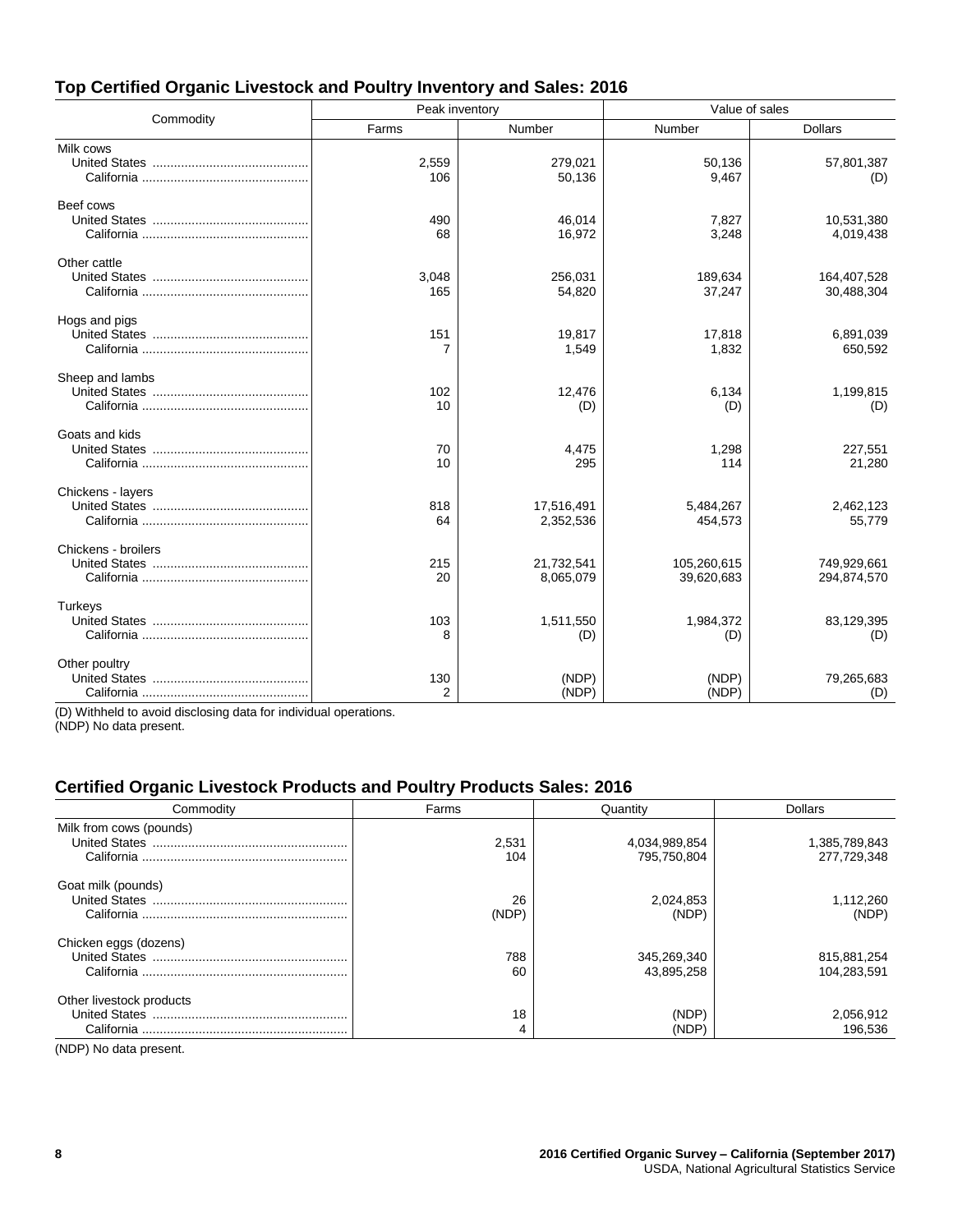## Top Certified Organic Livestock and Poultry Inventory and Sales: 2016

| Commodity | Peak inventory | | Value of sales | |
|---|---|---|---|---|
| | Farms | Number | Number | Dollars |
| Milk cows | | | | |
| United States | 2,559 | 279,021 | 50,136 | 57,801,387 |
| California | 106 | 50,136 | 9,467 | (D) |
| Beef cows | | | | |
| United States | 490 | 46,014 | 7,827 | 10,531,380 |
| California | 68 | 16,972 | 3,248 | 4,019,438 |
| Other cattle | | | | |
| United States | 3,048 | 256,031 | 189,634 | 164,407,528 |
| California | 165 | 54,820 | 37,247 | 30,488,304 |
| Hogs and pigs | | | | |
| United States | 151 | 19,817 | 17,818 | 6,891,039 |
| California | 7 | 1,549 | 1,832 | 650,592 |
| Sheep and lambs | | | | |
| United States | 102 | 12,476 | 6,134 | 1,199,815 |
| California | 10 | (D) | (D) | (D) |
| Goats and kids | | | | |
| United States | 70 | 4,475 | 1,298 | 227,551 |
| California | 10 | 295 | 114 | 21,280 |
| Chickens - layers | | | | |
| United States | 818 | 17,516,491 | 5,484,267 | 2,462,123 |
| California | 64 | 2,352,536 | 454,573 | 55,779 |
| Chickens - broilers | | | | |
| United States | 215 | 21,732,541 | 105,260,615 | 749,929,661 |
| California | 20 | 8,065,079 | 39,620,683 | 294,874,570 |
| Turkeys | | | | |
| United States | 103 | 1,511,550 | 1,984,372 | 83,129,395 |
| California | 8 | (D) | (D) | (D) |
| Other poultry | | | | |
| United States | 130 | (NDP) | (NDP) | 79,265,683 |
| California | 2 | (NDP) | (NDP) | (D) |

(D) Withheld to avoid disclosing data for individual operations.
(NDP) No data present.

## Certified Organic Livestock Products and Poultry Products Sales: 2016

| Commodity | Farms | Quantity | Dollars |
|---|---|---|---|
| Milk from cows (pounds) | | | |
| United States | 2,531 | 4,034,989,854 | 1,385,789,843 |
| California | 104 | 795,750,804 | 277,729,348 |
| Goat milk (pounds) | | | |
| United States | 26 | 2,024,853 | 1,112,260 |
| California | (NDP) | (NDP) | (NDP) |
| Chicken eggs (dozens) | | | |
| United States | 788 | 345,269,340 | 815,881,254 |
| California | 60 | 43,895,258 | 104,283,591 |
| Other livestock products | | | |
| United States | 18 | (NDP) | 2,056,912 |
| California | 4 | (NDP) | 196,536 |

(NDP) No data present.